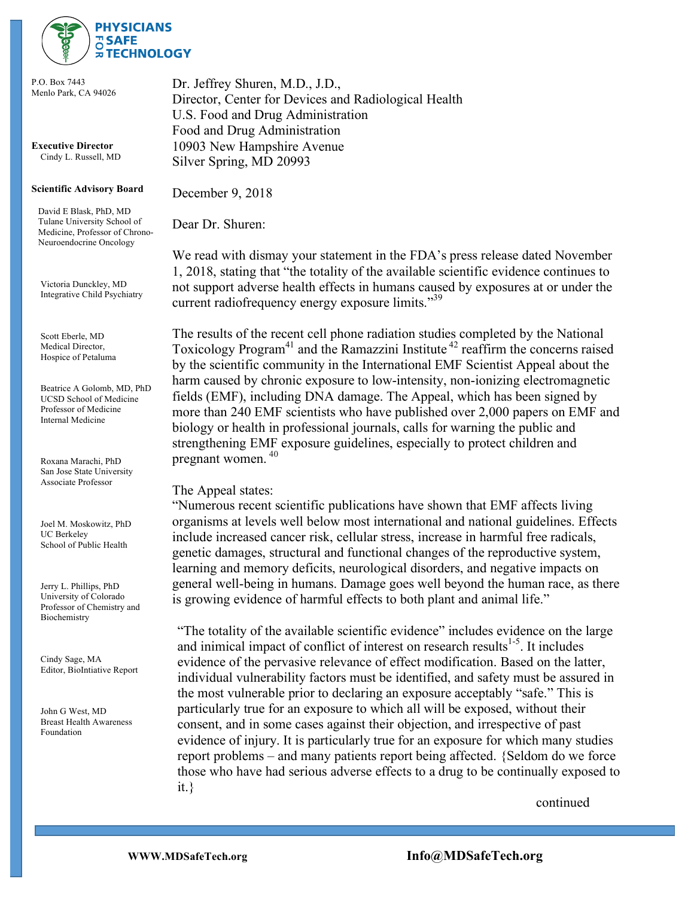**PHYSICIANS FOR SAFE TECHNOLOGY**

P.O. Box 7443
Menlo Park, CA 94026

**Executive Director**
Cindy L. Russell, MD

**Scientific Advisory Board**

David E Blask, PhD, MD
Tulane University School of Medicine, Professor of Chrono-Neuroendocrine Oncology

Victoria Dunckley, MD
Integrative Child Psychiatry

Scott Eberle, MD
Medical Director, Hospice of Petaluma

Beatrice A Golomb, MD, PhD
UCSD School of Medicine
Professor of Medicine
Internal Medicine

Roxana Marachi, PhD
San Jose State University
Associate Professor

Joel M. Moskowitz, PhD
UC Berkeley
School of Public Health

Jerry L. Phillips, PhD
University of Colorado
Professor of Chemistry and Biochemistry

Cindy Sage, MA
Editor, BioIntiative Report

John G West, MD
Breast Health Awareness Foundation

Dr. Jeffrey Shuren, M.D., J.D.,
Director, Center for Devices and Radiological Health
U.S. Food and Drug Administration
Food and Drug Administration
10903 New Hampshire Avenue
Silver Spring, MD 20993

December 9, 2018

Dear Dr. Shuren:

We read with dismay your statement in the FDA's press release dated November 1, 2018, stating that "the totality of the available scientific evidence continues to not support adverse health effects in humans caused by exposures at or under the current radiofrequency energy exposure limits."[39]

The results of the recent cell phone radiation studies completed by the National Toxicology Program[41] and the Ramazzini Institute[42] reaffirm the concerns raised by the scientific community in the International EMF Scientist Appeal about the harm caused by chronic exposure to low-intensity, non-ionizing electromagnetic fields (EMF), including DNA damage. The Appeal, which has been signed by more than 240 EMF scientists who have published over 2,000 papers on EMF and biology or health in professional journals, calls for warning the public and strengthening EMF exposure guidelines, especially to protect children and pregnant women.[40]

The Appeal states:
"Numerous recent scientific publications have shown that EMF affects living organisms at levels well below most international and national guidelines. Effects include increased cancer risk, cellular stress, increase in harmful free radicals, genetic damages, structural and functional changes of the reproductive system, learning and memory deficits, neurological disorders, and negative impacts on general well-being in humans. Damage goes well beyond the human race, as there is growing evidence of harmful effects to both plant and animal life."

"The totality of the available scientific evidence" includes evidence on the large and inimical impact of conflict of interest on research results[1-5]. It includes evidence of the pervasive relevance of effect modification. Based on the latter, individual vulnerability factors must be identified, and safety must be assured in the most vulnerable prior to declaring an exposure acceptably "safe." This is particularly true for an exposure to which all will be exposed, without their consent, and in some cases against their objection, and irrespective of past evidence of injury. It is particularly true for an exposure for which many studies report problems – and many patients report being affected. {Seldom do we force those who have had serious adverse effects to a drug to be continually exposed to it.}

continued

WWW.MDSafeTech.org Info@MDSafeTech.org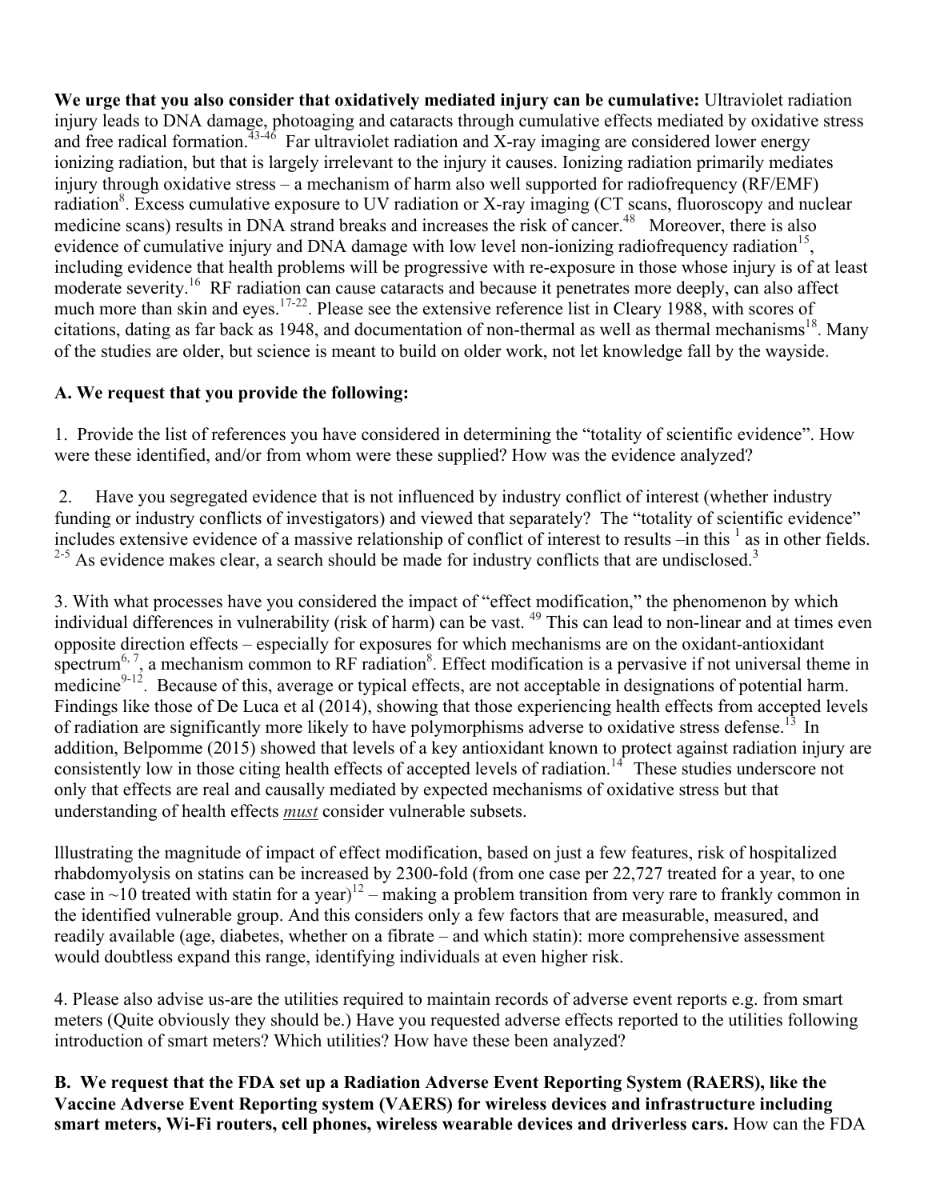**We urge that you also consider that oxidatively mediated injury can be cumulative:** Ultraviolet radiation injury leads to DNA damage, photoaging and cataracts through cumulative effects mediated by oxidative stress and free radical formation.[43-46] Far ultraviolet radiation and X-ray imaging are considered lower energy ionizing radiation, but that is largely irrelevant to the injury it causes. Ionizing radiation primarily mediates injury through oxidative stress – a mechanism of harm also well supported for radiofrequency (RF/EMF) radiation[8]. Excess cumulative exposure to UV radiation or X-ray imaging (CT scans, fluoroscopy and nuclear medicine scans) results in DNA strand breaks and increases the risk of cancer.[48] Moreover, there is also evidence of cumulative injury and DNA damage with low level non-ionizing radiofrequency radiation[15], including evidence that health problems will be progressive with re-exposure in those whose injury is of at least moderate severity.[16] RF radiation can cause cataracts and because it penetrates more deeply, can also affect much more than skin and eyes.[17-22]. Please see the extensive reference list in Cleary 1988, with scores of citations, dating as far back as 1948, and documentation of non-thermal as well as thermal mechanisms[18]. Many of the studies are older, but science is meant to build on older work, not let knowledge fall by the wayside.

**A. We request that you provide the following:**

1. Provide the list of references you have considered in determining the "totality of scientific evidence". How were these identified, and/or from whom were these supplied? How was the evidence analyzed?

2. Have you segregated evidence that is not influenced by industry conflict of interest (whether industry funding or industry conflicts of investigators) and viewed that separately? The "totality of scientific evidence" includes extensive evidence of a massive relationship of conflict of interest to results –in this [1] as in other fields.[2-5] As evidence makes clear, a search should be made for industry conflicts that are undisclosed.[3]

3. With what processes have you considered the impact of "effect modification," the phenomenon by which individual differences in vulnerability (risk of harm) can be vast. [49] This can lead to non-linear and at times even opposite direction effects – especially for exposures for which mechanisms are on the oxidant-antioxidant spectrum[6, 7], a mechanism common to RF radiation[8]. Effect modification is a pervasive if not universal theme in medicine[9-12]. Because of this, average or typical effects, are not acceptable in designations of potential harm. Findings like those of De Luca et al (2014), showing that those experiencing health effects from accepted levels of radiation are significantly more likely to have polymorphisms adverse to oxidative stress defense.[13] In addition, Belpomme (2015) showed that levels of a key antioxidant known to protect against radiation injury are consistently low in those citing health effects of accepted levels of radiation.[14] These studies underscore not only that effects are real and causally mediated by expected mechanisms of oxidative stress but that understanding of health effects ***must*** consider vulnerable subsets.

lllustrating the magnitude of impact of effect modification, based on just a few features, risk of hospitalized rhabdomyolysis on statins can be increased by 2300-fold (from one case per 22,727 treated for a year, to one case in ~10 treated with statin for a year)[12] – making a problem transition from very rare to frankly common in the identified vulnerable group. And this considers only a few factors that are measurable, measured, and readily available (age, diabetes, whether on a fibrate – and which statin): more comprehensive assessment would doubtless expand this range, identifying individuals at even higher risk.

4. Please also advise us-are the utilities required to maintain records of adverse event reports e.g. from smart meters (Quite obviously they should be.) Have you requested adverse effects reported to the utilities following introduction of smart meters? Which utilities? How have these been analyzed?

**B. We request that the FDA set up a Radiation Adverse Event Reporting System (RAERS), like the Vaccine Adverse Event Reporting system (VAERS) for wireless devices and infrastructure including smart meters, Wi-Fi routers, cell phones, wireless wearable devices and driverless cars.** How can the FDA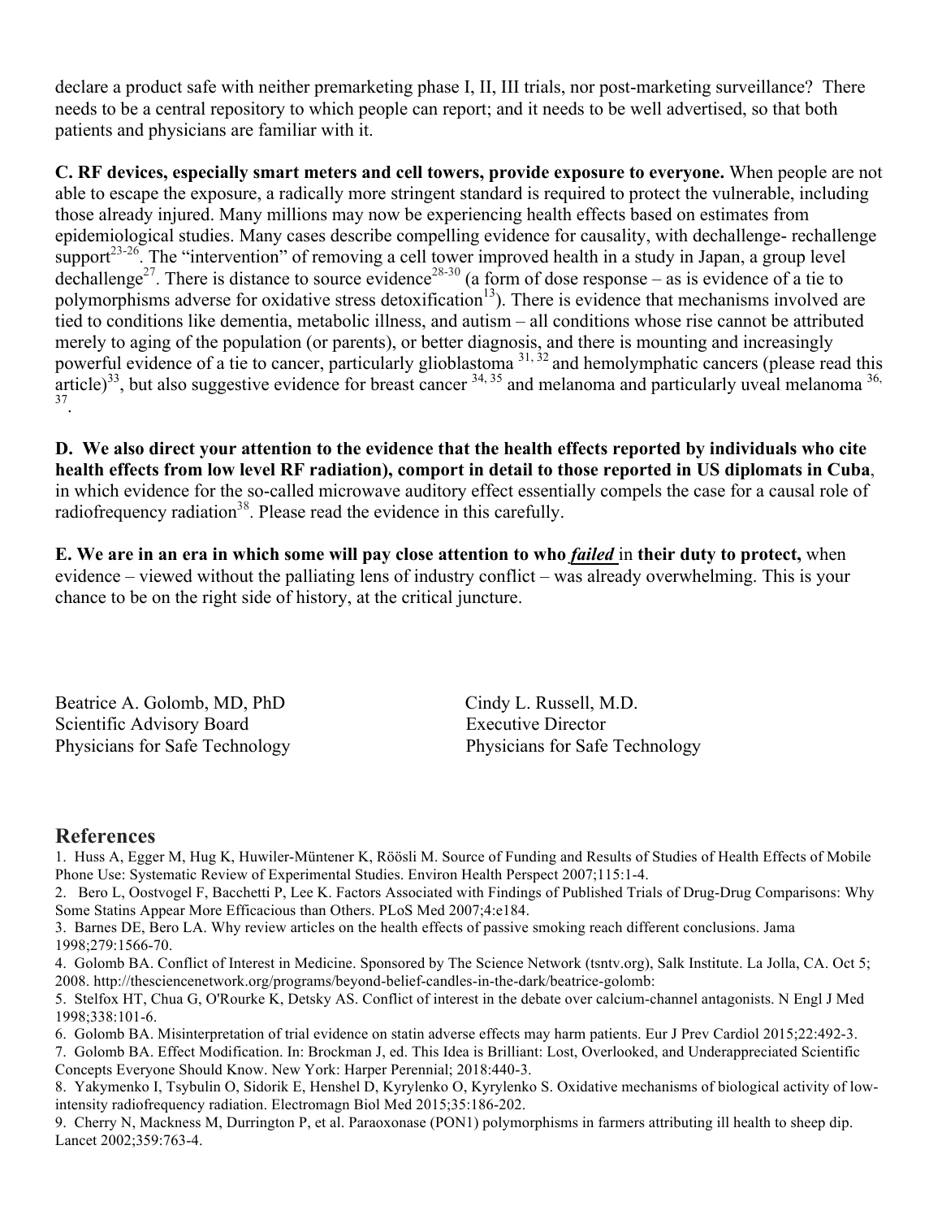declare a product safe with neither premarketing phase I, II, III trials, nor post-marketing surveillance? There needs to be a central repository to which people can report; and it needs to be well advertised, so that both patients and physicians are familiar with it.

**C. RF devices, especially smart meters and cell towers, provide exposure to everyone.** When people are not able to escape the exposure, a radically more stringent standard is required to protect the vulnerable, including those already injured. Many millions may now be experiencing health effects based on estimates from epidemiological studies. Many cases describe compelling evidence for causality, with dechallenge- rechallenge support[23-26]. The "intervention" of removing a cell tower improved health in a study in Japan, a group level dechallenge[27]. There is distance to source evidence[28-30] (a form of dose response – as is evidence of a tie to polymorphisms adverse for oxidative stress detoxification[13]). There is evidence that mechanisms involved are tied to conditions like dementia, metabolic illness, and autism – all conditions whose rise cannot be attributed merely to aging of the population (or parents), or better diagnosis, and there is mounting and increasingly powerful evidence of a tie to cancer, particularly glioblastoma [31, 32] and hemolymphatic cancers (please read this article)[33], but also suggestive evidence for breast cancer [34, 35] and melanoma and particularly uveal melanoma [36, 37].

**D. We also direct your attention to the evidence that the health effects reported by individuals who cite health effects from low level RF radiation), comport in detail to those reported in US diplomats in Cuba**, in which evidence for the so-called microwave auditory effect essentially compels the case for a causal role of radiofrequency radiation[38]. Please read the evidence in this carefully.

**E. We are in an era in which some will pay close attention to who *<u>failed</u>* in their duty to protect,** when evidence – viewed without the palliating lens of industry conflict – was already overwhelming. This is your chance to be on the right side of history, at the critical juncture.

Beatrice A. Golomb, MD, PhD
Scientific Advisory Board
Physicians for Safe Technology

Cindy L. Russell, M.D.
Executive Director
Physicians for Safe Technology

## References

1. Huss A, Egger M, Hug K, Huwiler-Müntener K, Röösli M. Source of Funding and Results of Studies of Health Effects of Mobile Phone Use: Systematic Review of Experimental Studies. Environ Health Perspect 2007;115:1-4.
2. Bero L, Oostvogel F, Bacchetti P, Lee K. Factors Associated with Findings of Published Trials of Drug-Drug Comparisons: Why Some Statins Appear More Efficacious than Others. PLoS Med 2007;4:e184.
3. Barnes DE, Bero LA. Why review articles on the health effects of passive smoking reach different conclusions. Jama 1998;279:1566-70.
4. Golomb BA. Conflict of Interest in Medicine. Sponsored by The Science Network (tsntv.org), Salk Institute. La Jolla, CA. Oct 5; 2008. http://thesciencenetwork.org/programs/beyond-belief-candles-in-the-dark/beatrice-golomb:
5. Stelfox HT, Chua G, O'Rourke K, Detsky AS. Conflict of interest in the debate over calcium-channel antagonists. N Engl J Med 1998;338:101-6.
6. Golomb BA. Misinterpretation of trial evidence on statin adverse effects may harm patients. Eur J Prev Cardiol 2015;22:492-3.
7. Golomb BA. Effect Modification. In: Brockman J, ed. This Idea is Brilliant: Lost, Overlooked, and Underappreciated Scientific Concepts Everyone Should Know. New York: Harper Perennial; 2018:440-3.
8. Yakymenko I, Tsybulin O, Sidorik E, Henshel D, Kyrylenko O, Kyrylenko S. Oxidative mechanisms of biological activity of low-intensity radiofrequency radiation. Electromagn Biol Med 2015;35:186-202.
9. Cherry N, Mackness M, Durrington P, et al. Paraoxonase (PON1) polymorphisms in farmers attributing ill health to sheep dip. Lancet 2002;359:763-4.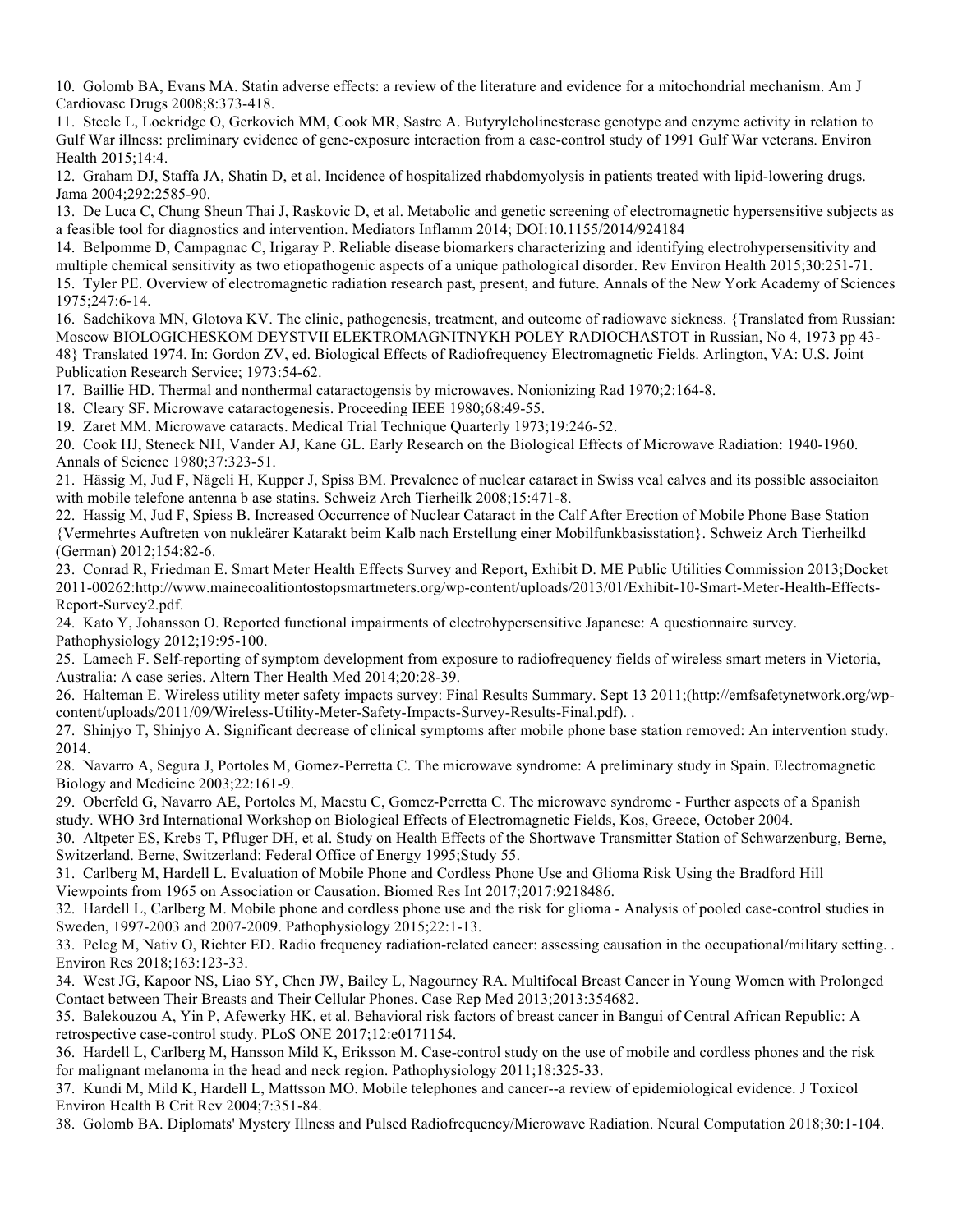10. Golomb BA, Evans MA. Statin adverse effects: a review of the literature and evidence for a mitochondrial mechanism. Am J Cardiovasc Drugs 2008;8:373-418.
11. Steele L, Lockridge O, Gerkovich MM, Cook MR, Sastre A. Butyrylcholinesterase genotype and enzyme activity in relation to Gulf War illness: preliminary evidence of gene-exposure interaction from a case-control study of 1991 Gulf War veterans. Environ Health 2015;14:4.
12. Graham DJ, Staffa JA, Shatin D, et al. Incidence of hospitalized rhabdomyolysis in patients treated with lipid-lowering drugs. Jama 2004;292:2585-90.
13. De Luca C, Chung Sheun Thai J, Raskovic D, et al. Metabolic and genetic screening of electromagnetic hypersensitive subjects as a feasible tool for diagnostics and intervention. Mediators Inflamm 2014; DOI:10.1155/2014/924184
14. Belpomme D, Campagnac C, Irigaray P. Reliable disease biomarkers characterizing and identifying electrohypersensitivity and multiple chemical sensitivity as two etiopathogenic aspects of a unique pathological disorder. Rev Environ Health 2015;30:251-71.
15. Tyler PE. Overview of electromagnetic radiation research past, present, and future. Annals of the New York Academy of Sciences 1975;247:6-14.
16. Sadchikova MN, Glotova KV. The clinic, pathogenesis, treatment, and outcome of radiowave sickness. {Translated from Russian: Moscow BIOLOGICHESKOM DEYSTVII ELEKTROMAGNITNYKH POLEY RADIOCHASTOT in Russian, No 4, 1973 pp 43-48} Translated 1974. In: Gordon ZV, ed. Biological Effects of Radiofrequency Electromagnetic Fields. Arlington, VA: U.S. Joint Publication Research Service; 1973:54-62.
17. Baillie HD. Thermal and nonthermal cataractogensis by microwaves. Nonionizing Rad 1970;2:164-8.
18. Cleary SF. Microwave cataractogenesis. Proceeding IEEE 1980;68:49-55.
19. Zaret MM. Microwave cataracts. Medical Trial Technique Quarterly 1973;19:246-52.
20. Cook HJ, Steneck NH, Vander AJ, Kane GL. Early Research on the Biological Effects of Microwave Radiation: 1940-1960. Annals of Science 1980;37:323-51.
21. Hässig M, Jud F, Nägeli H, Kupper J, Spiss BM. Prevalence of nuclear cataract in Swiss veal calves and its possible associaiton with mobile telefone antenna b ase statins. Schweiz Arch Tierheilk 2008;15:471-8.
22. Hassig M, Jud F, Spiess B. Increased Occurrence of Nuclear Cataract in the Calf After Erection of Mobile Phone Base Station {Vermehrtes Auftreten von nukleärer Katarakt beim Kalb nach Erstellung einer Mobilfunkbasisstation}. Schweiz Arch Tierheilkd (German) 2012;154:82-6.
23. Conrad R, Friedman E. Smart Meter Health Effects Survey and Report, Exhibit D. ME Public Utilities Commission 2013;Docket 2011-00262:http://www.mainecoalitiontostopsmartmeters.org/wp-content/uploads/2013/01/Exhibit-10-Smart-Meter-Health-Effects-Report-Survey2.pdf.
24. Kato Y, Johansson O. Reported functional impairments of electrohypersensitive Japanese: A questionnaire survey. Pathophysiology 2012;19:95-100.
25. Lamech F. Self-reporting of symptom development from exposure to radiofrequency fields of wireless smart meters in Victoria, Australia: A case series. Altern Ther Health Med 2014;20:28-39.
26. Halteman E. Wireless utility meter safety impacts survey: Final Results Summary. Sept 13 2011;(http://emfsafetynetwork.org/wp-content/uploads/2011/09/Wireless-Utility-Meter-Safety-Impacts-Survey-Results-Final.pdf). .
27. Shinjyo T, Shinjyo A. Significant decrease of clinical symptoms after mobile phone base station removed: An intervention study. 2014.
28. Navarro A, Segura J, Portoles M, Gomez-Perretta C. The microwave syndrome: A preliminary study in Spain. Electromagnetic Biology and Medicine 2003;22:161-9.
29. Oberfeld G, Navarro AE, Portoles M, Maestu C, Gomez-Perretta C. The microwave syndrome - Further aspects of a Spanish study. WHO 3rd International Workshop on Biological Effects of Electromagnetic Fields, Kos, Greece, October 2004.
30. Altpeter ES, Krebs T, Pfluger DH, et al. Study on Health Effects of the Shortwave Transmitter Station of Schwarzenburg, Berne, Switzerland. Berne, Switzerland: Federal Office of Energy 1995;Study 55.
31. Carlberg M, Hardell L. Evaluation of Mobile Phone and Cordless Phone Use and Glioma Risk Using the Bradford Hill Viewpoints from 1965 on Association or Causation. Biomed Res Int 2017;2017:9218486.
32. Hardell L, Carlberg M. Mobile phone and cordless phone use and the risk for glioma - Analysis of pooled case-control studies in Sweden, 1997-2003 and 2007-2009. Pathophysiology 2015;22:1-13.
33. Peleg M, Nativ O, Richter ED. Radio frequency radiation-related cancer: assessing causation in the occupational/military setting. . Environ Res 2018;163:123-33.
34. West JG, Kapoor NS, Liao SY, Chen JW, Bailey L, Nagourney RA. Multifocal Breast Cancer in Young Women with Prolonged Contact between Their Breasts and Their Cellular Phones. Case Rep Med 2013;2013:354682.
35. Balekouzou A, Yin P, Afewerky HK, et al. Behavioral risk factors of breast cancer in Bangui of Central African Republic: A retrospective case-control study. PLoS ONE 2017;12:e0171154.
36. Hardell L, Carlberg M, Hansson Mild K, Eriksson M. Case-control study on the use of mobile and cordless phones and the risk for malignant melanoma in the head and neck region. Pathophysiology 2011;18:325-33.
37. Kundi M, Mild K, Hardell L, Mattsson MO. Mobile telephones and cancer--a review of epidemiological evidence. J Toxicol Environ Health B Crit Rev 2004;7:351-84.
38. Golomb BA. Diplomats' Mystery Illness and Pulsed Radiofrequency/Microwave Radiation. Neural Computation 2018;30:1-104.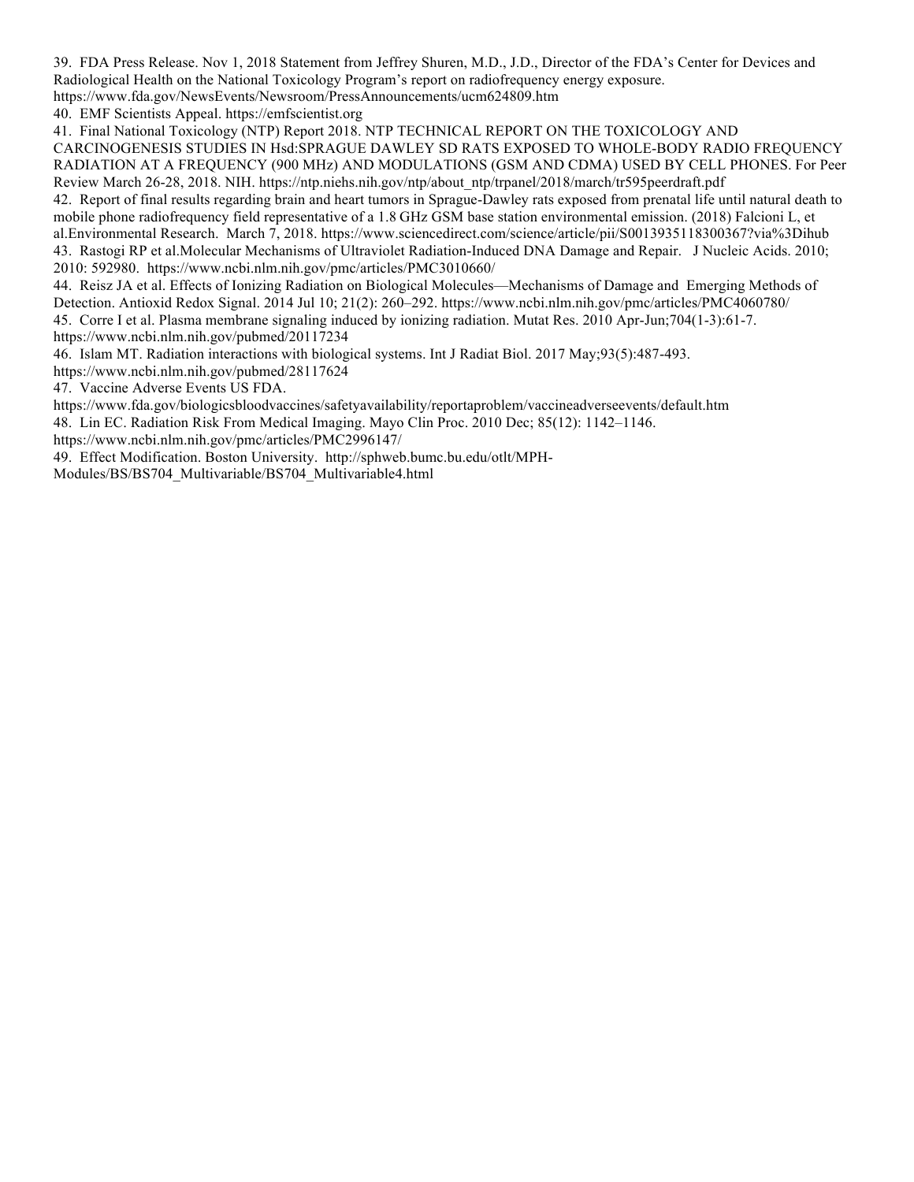39. FDA Press Release. Nov 1, 2018 Statement from Jeffrey Shuren, M.D., J.D., Director of the FDA's Center for Devices and Radiological Health on the National Toxicology Program's report on radiofrequency energy exposure. https://www.fda.gov/NewsEvents/Newsroom/PressAnnouncements/ucm624809.htm
40. EMF Scientists Appeal. https://emfscientist.org
41. Final National Toxicology (NTP) Report 2018. NTP TECHNICAL REPORT ON THE TOXICOLOGY AND CARCINOGENESIS STUDIES IN Hsd:SPRAGUE DAWLEY SD RATS EXPOSED TO WHOLE-BODY RADIO FREQUENCY RADIATION AT A FREQUENCY (900 MHz) AND MODULATIONS (GSM AND CDMA) USED BY CELL PHONES. For Peer Review March 26-28, 2018. NIH. https://ntp.niehs.nih.gov/ntp/about_ntp/trpanel/2018/march/tr595peerdraft.pdf
42. Report of final results regarding brain and heart tumors in Sprague-Dawley rats exposed from prenatal life until natural death to mobile phone radiofrequency field representative of a 1.8 GHz GSM base station environmental emission. (2018) Falcioni L, et al.Environmental Research. March 7, 2018. https://www.sciencedirect.com/science/article/pii/S0013935118300367?via%3Dihub
43. Rastogi RP et al.Molecular Mechanisms of Ultraviolet Radiation-Induced DNA Damage and Repair. J Nucleic Acids. 2010; 2010: 592980. https://www.ncbi.nlm.nih.gov/pmc/articles/PMC3010660/
44. Reisz JA et al. Effects of Ionizing Radiation on Biological Molecules—Mechanisms of Damage and Emerging Methods of Detection. Antioxid Redox Signal. 2014 Jul 10; 21(2): 260–292. https://www.ncbi.nlm.nih.gov/pmc/articles/PMC4060780/
45. Corre I et al. Plasma membrane signaling induced by ionizing radiation. Mutat Res. 2010 Apr-Jun;704(1-3):61-7. https://www.ncbi.nlm.nih.gov/pubmed/20117234
46. Islam MT. Radiation interactions with biological systems. Int J Radiat Biol. 2017 May;93(5):487-493. https://www.ncbi.nlm.nih.gov/pubmed/28117624
47. Vaccine Adverse Events US FDA. https://www.fda.gov/biologicsbloodvaccines/safetyavailability/reportaproblem/vaccineadverseevents/default.htm
48. Lin EC. Radiation Risk From Medical Imaging. Mayo Clin Proc. 2010 Dec; 85(12): 1142–1146. https://www.ncbi.nlm.nih.gov/pmc/articles/PMC2996147/
49. Effect Modification. Boston University. http://sphweb.bumc.bu.edu/otlt/MPH-Modules/BS/BS704_Multivariable/BS704_Multivariable4.html